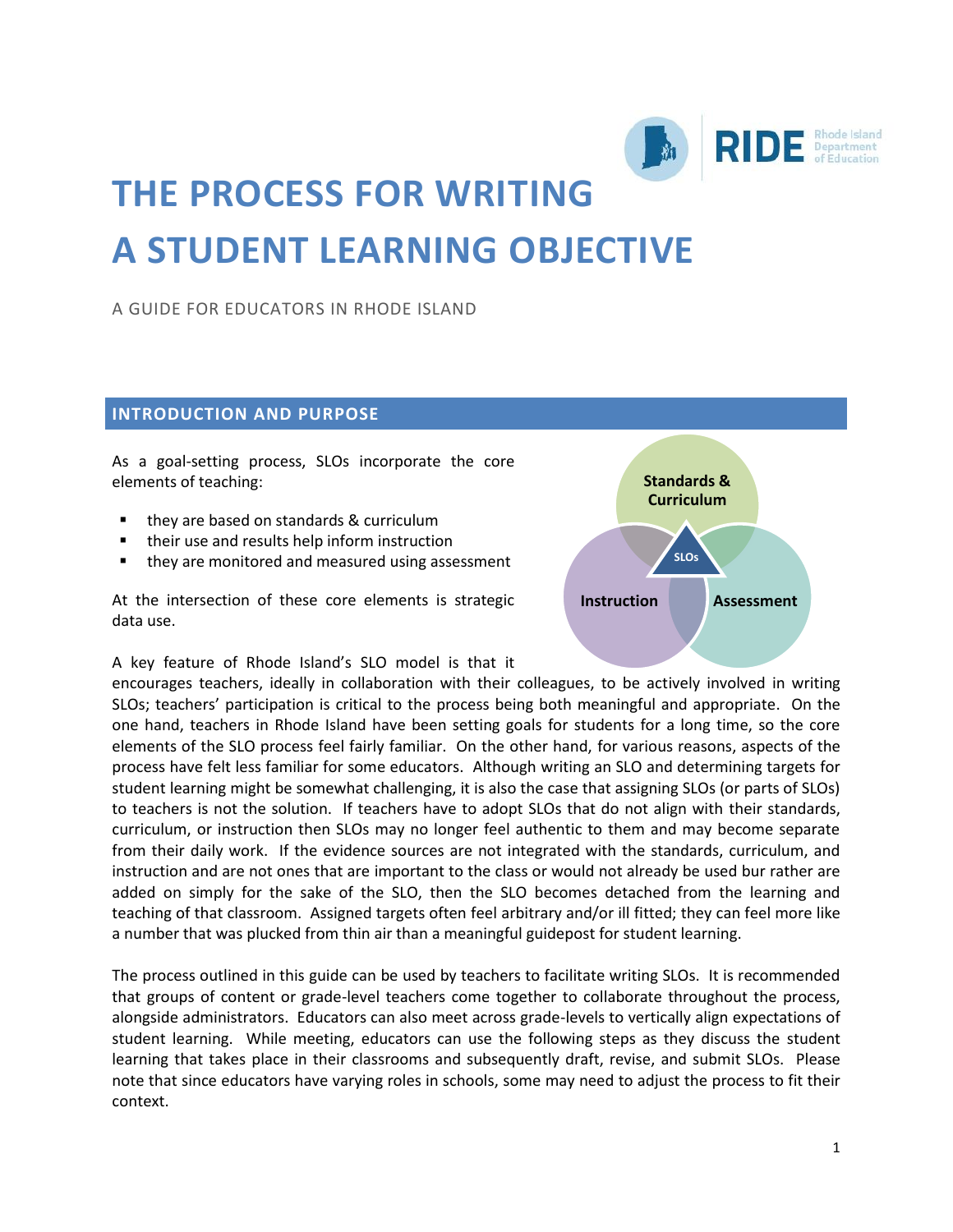# THE PROCESS FOR WRITING A STUDENT LEARNING OBJECTIVE

A GUIDE FOR EDUCATORS IN RHODE ISLAND

## INTRODUCTION AND PURPOSE

As a goal-setting process, SLOs incorporate the core elements of teaching:

- they are based on standards & curriculum
- their use and results help inform instruction
- they are monitored and measured using assessment

At the intersection of these core elements is strategic data use.

A key feature of Rhode Island's SLO model is that it encourages teachers, ideally in collaboration with their colleagues, to be actively involved in writing SLOs; teachers' participation is critical to the process being both meaningful and appropriate. On the one hand, teachers in Rhode Island have been setting goals for students for a long time, so the core elements of the SLO process feel fairly familiar. On the other hand, for various reasons, aspects of the process have felt less familiar for some educators. Although writing an SLO and determining targets for student learning might be somewhat challenging, it is also the case that assigning SLOs (or parts of SLOs) to teachers is not the solution. If teachers have to adopt SLOs that do not align with their standards, curriculum, or instruction then SLOs may no longer feel authentic to them and may become separate from their daily work. If the evidence sources are not integrated with the standards, curriculum, and instruction and are not ones that are important to the class or would not already be used bur rather are added on simply for the sake of the SLO, then the SLO becomes detached from the learning and teaching of that classroom. Assigned targets often feel arbitrary and/or ill fitted; they can feel more like a number that was plucked from thin air than a meaningful guidepost for student learning.

The process outlined in this guide can be used by teachers to facilitate writing SLOs. It is recommended that groups of content or grade-level teachers come together to collaborate throughout the process, alongside administrators. Educators can also meet across grade-levels to vertically align expectations of student learning. While meeting, educators can use the following steps as they discuss the student learning that takes place in their classrooms and subsequently draft, revise, and submit SLOs. Please note that since educators have varying roles in schools, some may need to adjust the process to fit their context.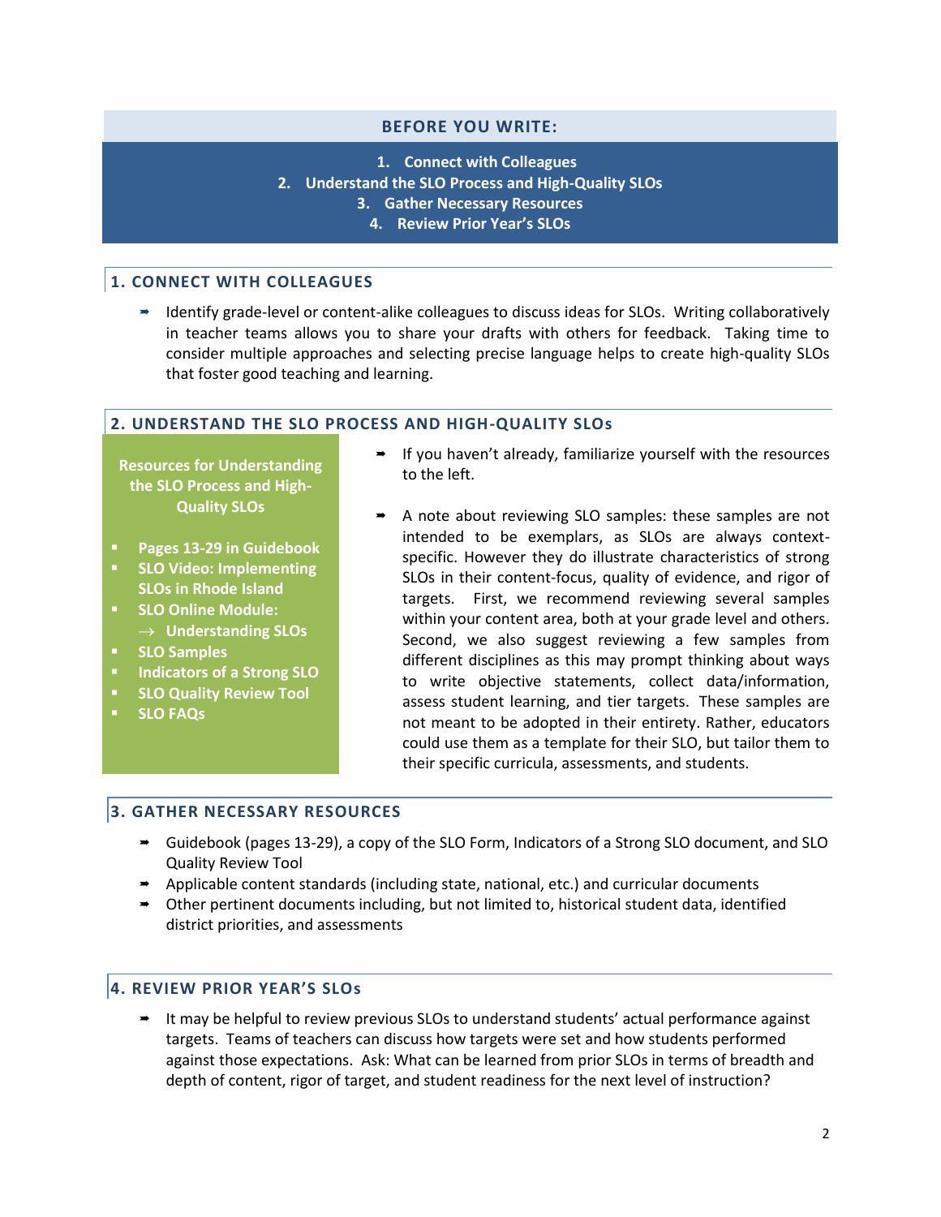## BEFORE YOU WRITE:

1. Connect with Colleagues
2. Understand the SLO Process and High-Quality SLOs
3. Gather Necessary Resources
4. Review Prior Year's SLOs

### 1. CONNECT WITH COLLEAGUES

- Identify grade-level or content-alike colleagues to discuss ideas for SLOs. Writing collaboratively in teacher teams allows you to share your drafts with others for feedback. Taking time to consider multiple approaches and selecting precise language helps to create high-quality SLOs that foster good teaching and learning.

### 2. UNDERSTAND THE SLO PROCESS AND HIGH-QUALITY SLOs

**Resources for Understanding the SLO Process and High-Quality SLOs**

- **Pages 13-29 in Guidebook**
- **SLO Video: Implementing SLOs in Rhode Island**
- **SLO Online Module:**
  - → **Understanding SLOs**
- **SLO Samples**
- **Indicators of a Strong SLO**
- **SLO Quality Review Tool**
- **SLO FAQs**

- If you haven't already, familiarize yourself with the resources to the left.
- A note about reviewing SLO samples: these samples are not intended to be exemplars, as SLOs are always context-specific. However they do illustrate characteristics of strong SLOs in their content-focus, quality of evidence, and rigor of targets. First, we recommend reviewing several samples within your content area, both at your grade level and others. Second, we also suggest reviewing a few samples from different disciplines as this may prompt thinking about ways to write objective statements, collect data/information, assess student learning, and tier targets. These samples are not meant to be adopted in their entirety. Rather, educators could use them as a template for their SLO, but tailor them to their specific curricula, assessments, and students.

### 3. GATHER NECESSARY RESOURCES

- Guidebook (pages 13-29), a copy of the SLO Form, Indicators of a Strong SLO document, and SLO Quality Review Tool
- Applicable content standards (including state, national, etc.) and curricular documents
- Other pertinent documents including, but not limited to, historical student data, identified district priorities, and assessments

### 4. REVIEW PRIOR YEAR'S SLOs

- It may be helpful to review previous SLOs to understand students' actual performance against targets. Teams of teachers can discuss how targets were set and how students performed against those expectations. Ask: What can be learned from prior SLOs in terms of breadth and depth of content, rigor of target, and student readiness for the next level of instruction?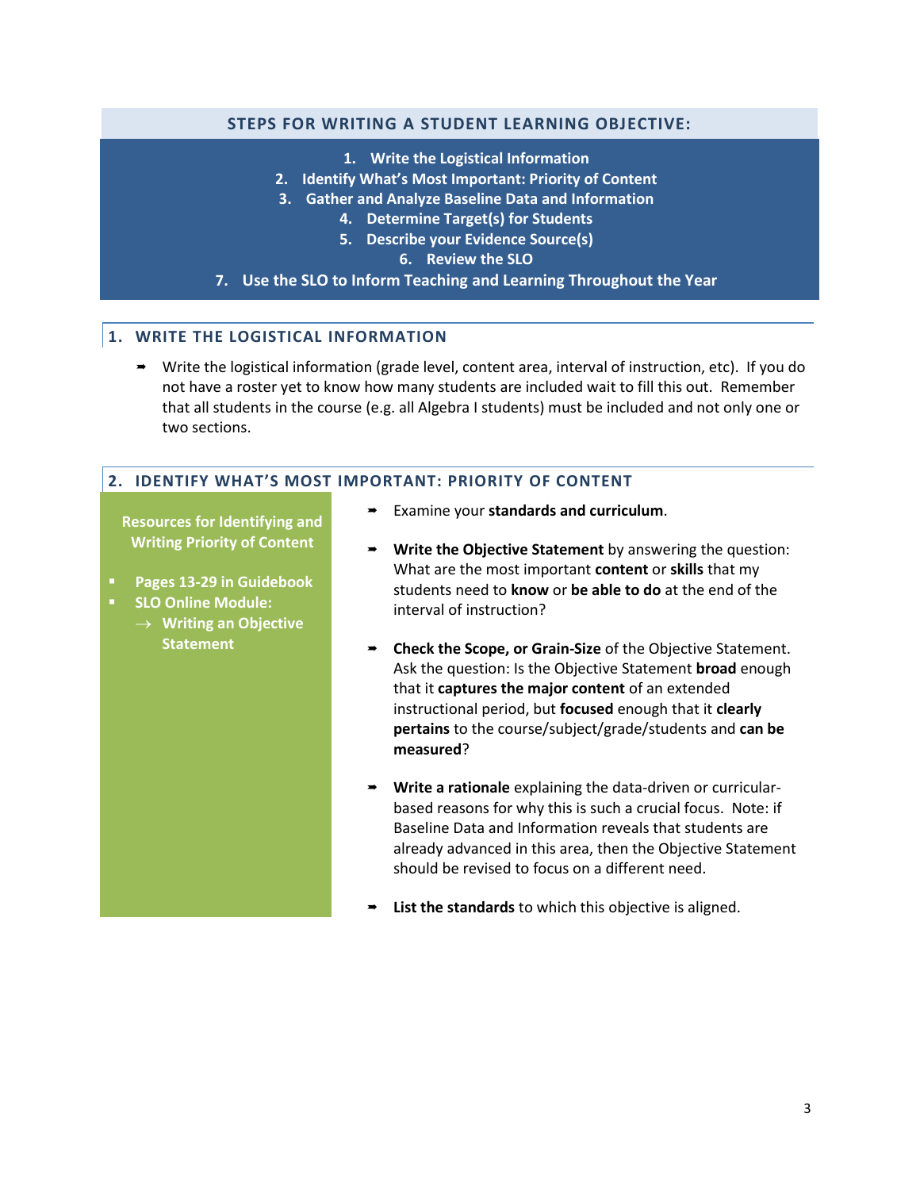## STEPS FOR WRITING A STUDENT LEARNING OBJECTIVE:

1. **Write the Logistical Information**
2. **Identify What's Most Important: Priority of Content**
3. **Gather and Analyze Baseline Data and Information**
4. **Determine Target(s) for Students**
5. **Describe your Evidence Source(s)**
6. **Review the SLO**
7. **Use the SLO to Inform Teaching and Learning Throughout the Year**

## 1. WRITE THE LOGISTICAL INFORMATION

- Write the logistical information (grade level, content area, interval of instruction, etc). If you do not have a roster yet to know how many students are included wait to fill this out. Remember that all students in the course (e.g. all Algebra I students) must be included and not only one or two sections.

## 2. IDENTIFY WHAT'S MOST IMPORTANT: PRIORITY OF CONTENT

**Resources for Identifying and Writing Priority of Content**

- **Pages 13-29 in Guidebook**
- **SLO Online Module:**
  - → **Writing an Objective Statement**

- Examine your **standards and curriculum**.
- **Write the Objective Statement** by answering the question: What are the most important **content** or **skills** that my students need to **know** or **be able to do** at the end of the interval of instruction?
- **Check the Scope, or Grain-Size** of the Objective Statement. Ask the question: Is the Objective Statement **broad** enough that it **captures the major content** of an extended instructional period, but **focused** enough that it **clearly pertains** to the course/subject/grade/students and **can be measured**?
- **Write a rationale** explaining the data-driven or curricular-based reasons for why this is such a crucial focus. Note: if Baseline Data and Information reveals that students are already advanced in this area, then the Objective Statement should be revised to focus on a different need.
- **List the standards** to which this objective is aligned.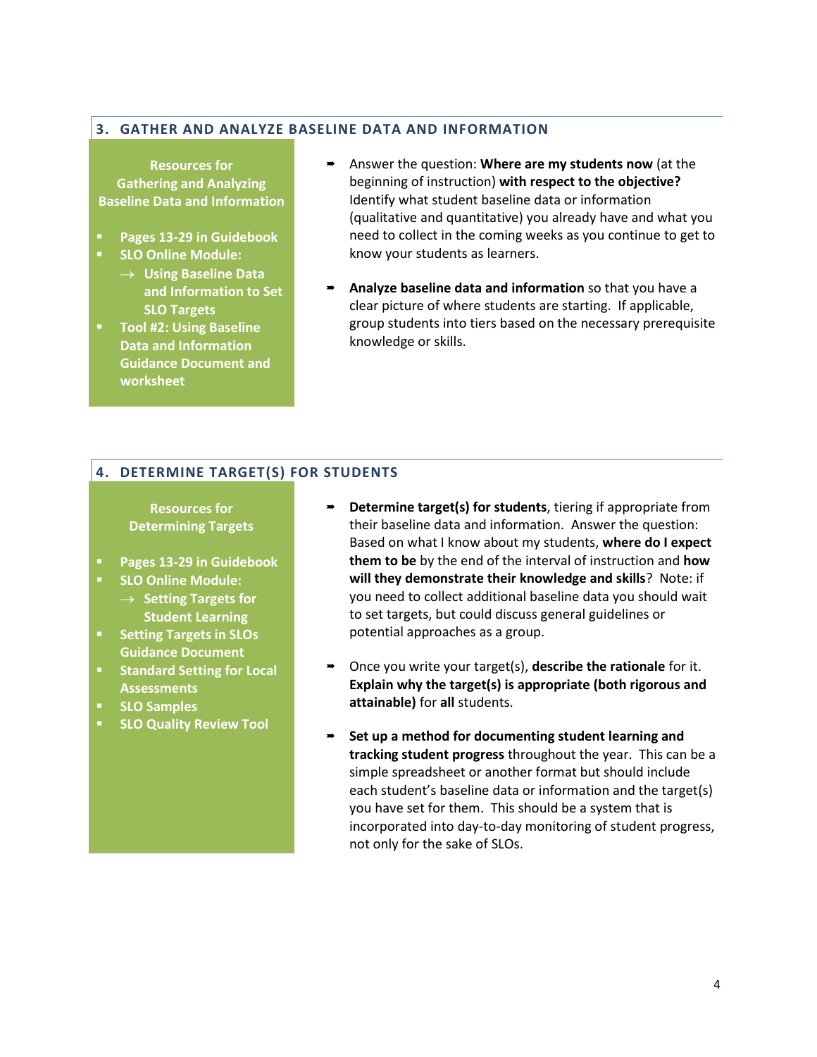## 3. GATHER AND ANALYZE BASELINE DATA AND INFORMATION

**Resources for Gathering and Analyzing Baseline Data and Information**

- **Pages 13-29 in Guidebook**
- **SLO Online Module:**
  - → **Using Baseline Data and Information to Set SLO Targets**
- **Tool #2: Using Baseline Data and Information Guidance Document and worksheet**

- Answer the question: **Where are my students now** (at the beginning of instruction) **with respect to the objective?** Identify what student baseline data or information (qualitative and quantitative) you already have and what you need to collect in the coming weeks as you continue to get to know your students as learners.
- **Analyze baseline data and information** so that you have a clear picture of where students are starting. If applicable, group students into tiers based on the necessary prerequisite knowledge or skills.

## 4. DETERMINE TARGET(S) FOR STUDENTS

**Resources for Determining Targets**

- **Pages 13-29 in Guidebook**
- **SLO Online Module:**
  - → **Setting Targets for Student Learning**
- **Setting Targets in SLOs Guidance Document**
- **Standard Setting for Local Assessments**
- **SLO Samples**
- **SLO Quality Review Tool**

- **Determine target(s) for students**, tiering if appropriate from their baseline data and information. Answer the question: Based on what I know about my students, **where do I expect them to be** by the end of the interval of instruction and **how will they demonstrate their knowledge and skills**? Note: if you need to collect additional baseline data you should wait to set targets, but could discuss general guidelines or potential approaches as a group.
- Once you write your target(s), **describe the rationale** for it. **Explain why the target(s) is appropriate (both rigorous and attainable)** for **all** students.
- **Set up a method for documenting student learning and tracking student progress** throughout the year. This can be a simple spreadsheet or another format but should include each student's baseline data or information and the target(s) you have set for them. This should be a system that is incorporated into day-to-day monitoring of student progress, not only for the sake of SLOs.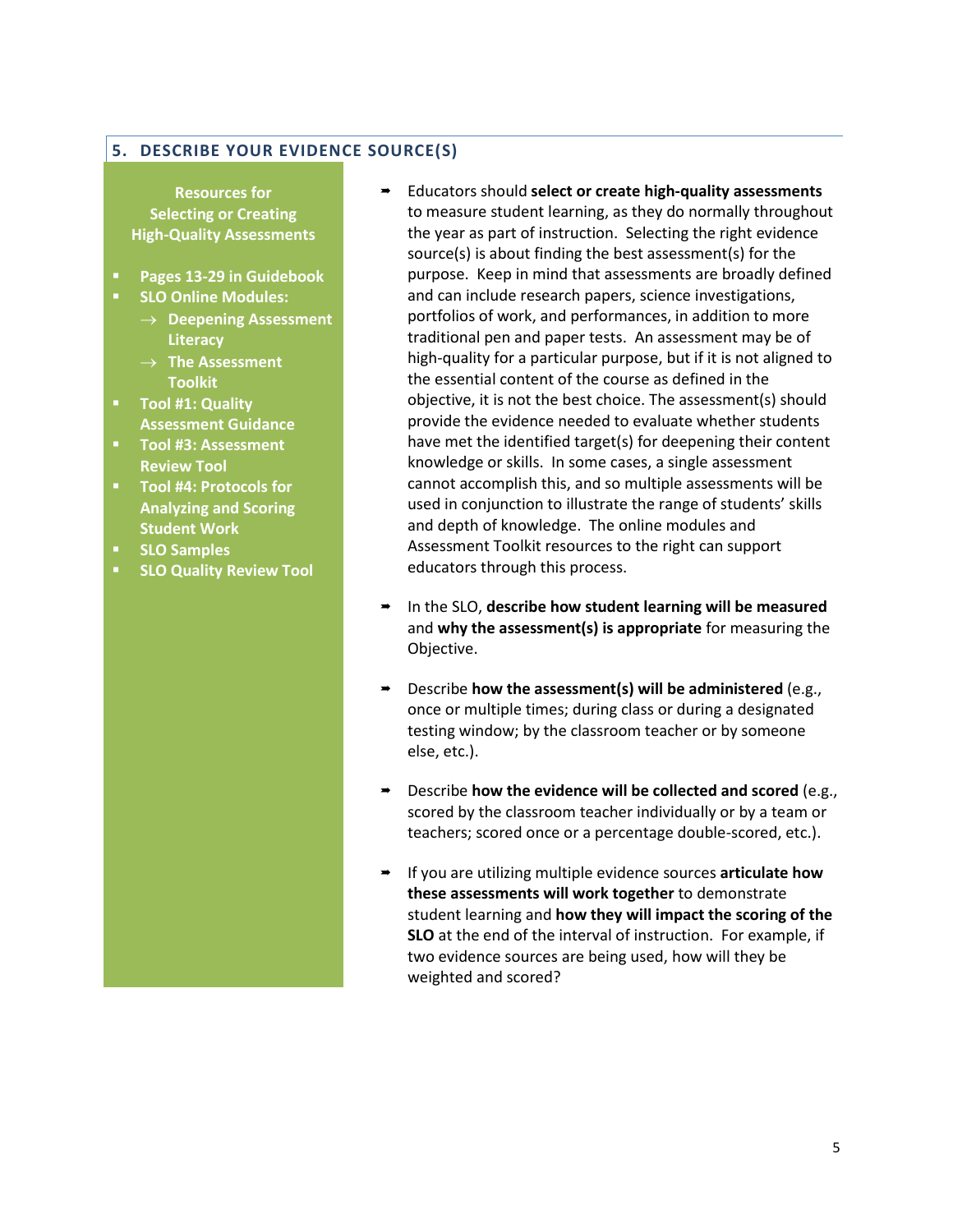## 5. DESCRIBE YOUR EVIDENCE SOURCE(S)

**Resources for Selecting or Creating High-Quality Assessments**

- **Pages 13-29 in Guidebook**
- **SLO Online Modules:**
  - → **Deepening Assessment Literacy**
  - → **The Assessment Toolkit**
- **Tool #1: Quality Assessment Guidance**
- **Tool #3: Assessment Review Tool**
- **Tool #4: Protocols for Analyzing and Scoring Student Work**
- **SLO Samples**
- **SLO Quality Review Tool**

- Educators should **select or create high-quality assessments** to measure student learning, as they do normally throughout the year as part of instruction. Selecting the right evidence source(s) is about finding the best assessment(s) for the purpose. Keep in mind that assessments are broadly defined and can include research papers, science investigations, portfolios of work, and performances, in addition to more traditional pen and paper tests. An assessment may be of high-quality for a particular purpose, but if it is not aligned to the essential content of the course as defined in the objective, it is not the best choice. The assessment(s) should provide the evidence needed to evaluate whether students have met the identified target(s) for deepening their content knowledge or skills. In some cases, a single assessment cannot accomplish this, and so multiple assessments will be used in conjunction to illustrate the range of students' skills and depth of knowledge. The online modules and Assessment Toolkit resources to the right can support educators through this process.

- In the SLO, **describe how student learning will be measured** and **why the assessment(s) is appropriate** for measuring the Objective.

- Describe **how the assessment(s) will be administered** (e.g., once or multiple times; during class or during a designated testing window; by the classroom teacher or by someone else, etc.).

- Describe **how the evidence will be collected and scored** (e.g., scored by the classroom teacher individually or by a team or teachers; scored once or a percentage double-scored, etc.).

- If you are utilizing multiple evidence sources **articulate how these assessments will work together** to demonstrate student learning and **how they will impact the scoring of the SLO** at the end of the interval of instruction. For example, if two evidence sources are being used, how will they be weighted and scored?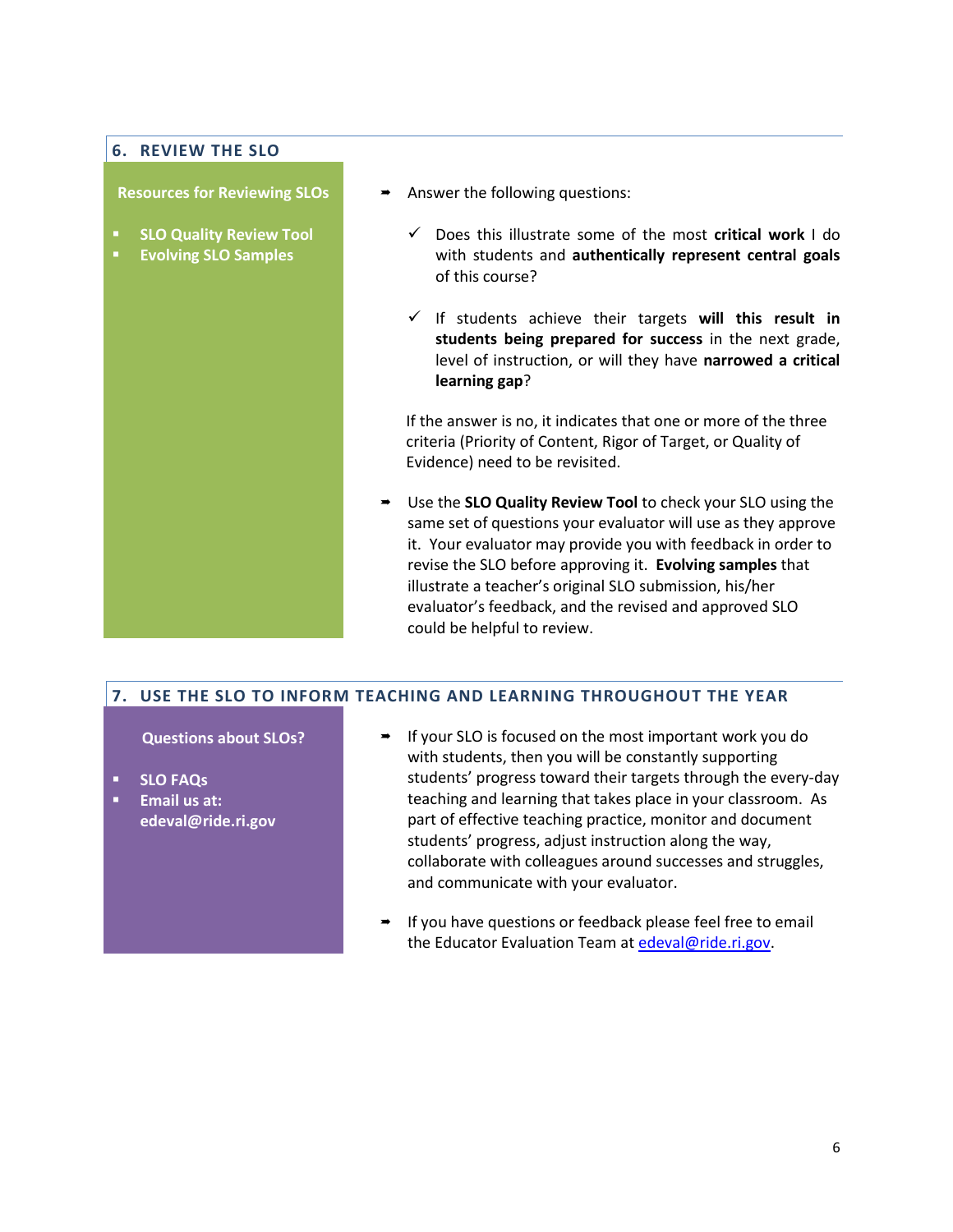## 6. REVIEW THE SLO

**Resources for Reviewing SLOs**

- **SLO Quality Review Tool**
- **Evolving SLO Samples**

- Answer the following questions:
  - ✓ Does this illustrate some of the most **critical work** I do with students and **authentically represent central goals** of this course?
  - ✓ If students achieve their targets **will this result in students being prepared for success** in the next grade, level of instruction, or will they have **narrowed a critical learning gap**?

  If the answer is no, it indicates that one or more of the three criteria (Priority of Content, Rigor of Target, or Quality of Evidence) need to be revisited.

- Use the **SLO Quality Review Tool** to check your SLO using the same set of questions your evaluator will use as they approve it. Your evaluator may provide you with feedback in order to revise the SLO before approving it. **Evolving samples** that illustrate a teacher's original SLO submission, his/her evaluator's feedback, and the revised and approved SLO could be helpful to review.

## 7. USE THE SLO TO INFORM TEACHING AND LEARNING THROUGHOUT THE YEAR

**Questions about SLOs?**

- **SLO FAQs**
- **Email us at: edeval@ride.ri.gov**

- If your SLO is focused on the most important work you do with students, then you will be constantly supporting students' progress toward their targets through the every-day teaching and learning that takes place in your classroom. As part of effective teaching practice, monitor and document students' progress, adjust instruction along the way, collaborate with colleagues around successes and struggles, and communicate with your evaluator.
- If you have questions or feedback please feel free to email the Educator Evaluation Team at edeval@ride.ri.gov.